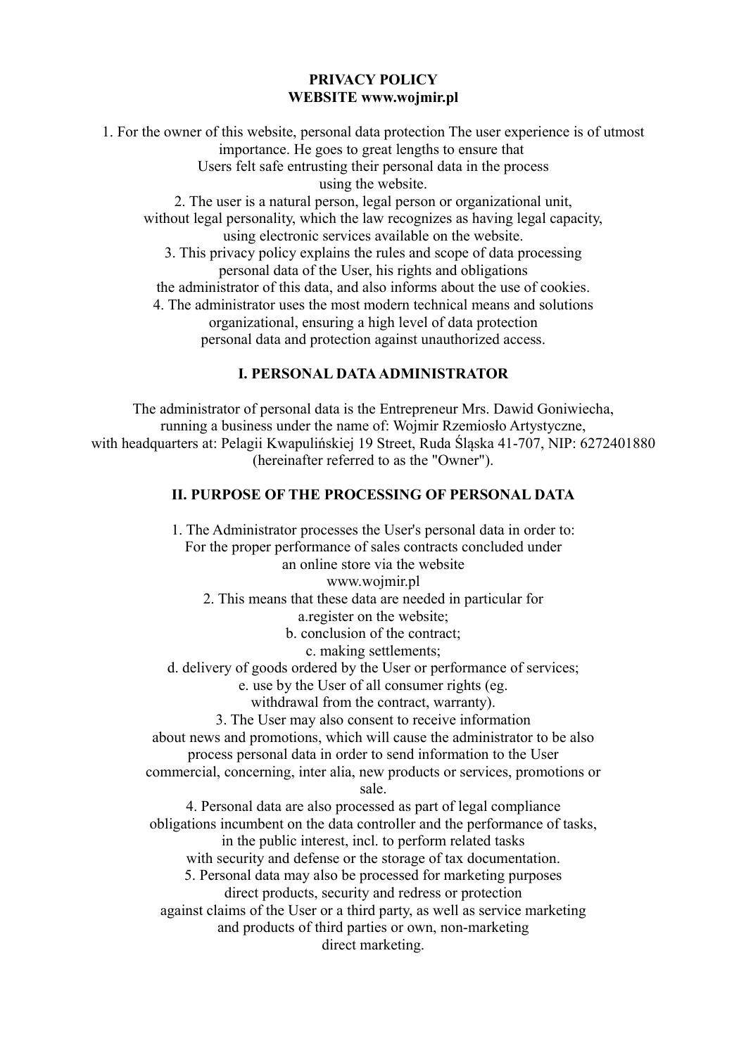**PRIVACY POLICY**
**WEBSITE www.wojmir.pl**

1. For the owner of this website, personal data protection The user experience is of utmost importance. He goes to great lengths to ensure that Users felt safe entrusting their personal data in the process using the website.
2. The user is a natural person, legal person or organizational unit, without legal personality, which the law recognizes as having legal capacity, using electronic services available on the website.
3. This privacy policy explains the rules and scope of data processing personal data of the User, his rights and obligations the administrator of this data, and also informs about the use of cookies.
4. The administrator uses the most modern technical means and solutions organizational, ensuring a high level of data protection personal data and protection against unauthorized access.

## I. PERSONAL DATA ADMINISTRATOR

The administrator of personal data is the Entrepreneur Mrs. Dawid Goniwiecha, running a business under the name of: Wojmir Rzemiosło Artystyczne, with headquarters at: Pelagii Kwapulińskiej 19 Street, Ruda Śląska 41-707, NIP: 6272401880 (hereinafter referred to as the "Owner").

## II. PURPOSE OF THE PROCESSING OF PERSONAL DATA

1. The Administrator processes the User's personal data in order to: For the proper performance of sales contracts concluded under an online store via the website www.wojmir.pl
2. This means that these data are needed in particular for
   a.register on the website;
   b. conclusion of the contract;
   c. making settlements;
   d. delivery of goods ordered by the User or performance of services;
   e. use by the User of all consumer rights (eg. withdrawal from the contract, warranty).
3. The User may also consent to receive information about news and promotions, which will cause the administrator to be also process personal data in order to send information to the User commercial, concerning, inter alia, new products or services, promotions or sale.
4. Personal data are also processed as part of legal compliance obligations incumbent on the data controller and the performance of tasks, in the public interest, incl. to perform related tasks with security and defense or the storage of tax documentation.
5. Personal data may also be processed for marketing purposes direct products, security and redress or protection against claims of the User or a third party, as well as service marketing and products of third parties or own, non-marketing direct marketing.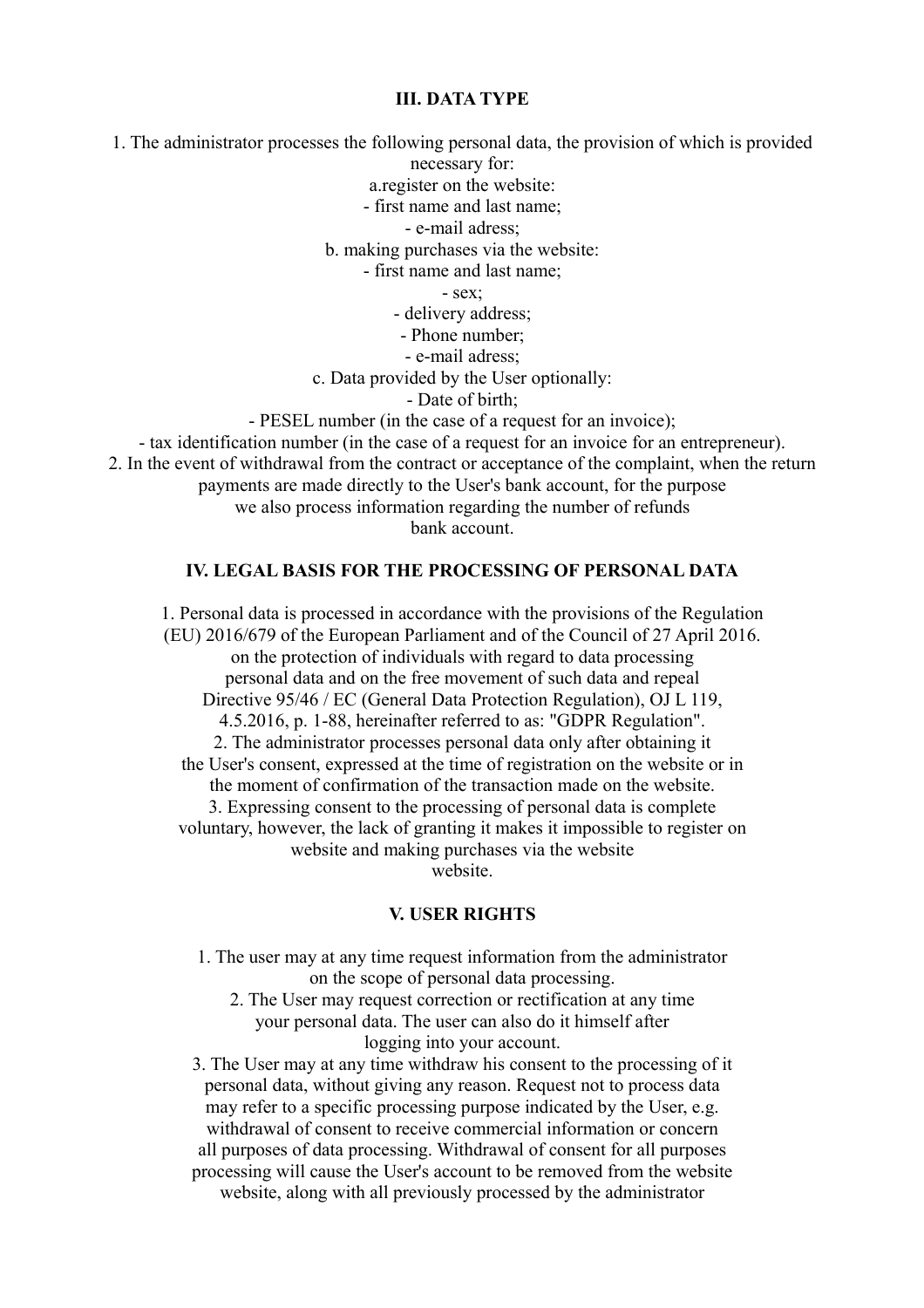## III. DATA TYPE

1. The administrator processes the following personal data, the provision of which is provided necessary for:

a.register on the website:

- first name and last name;
- e-mail adress;

b. making purchases via the website:

- first name and last name;
- sex;
- delivery address;
- Phone number;
- e-mail adress;

c. Data provided by the User optionally:

- Date of birth;
- PESEL number (in the case of a request for an invoice);
- tax identification number (in the case of a request for an invoice for an entrepreneur).

2. In the event of withdrawal from the contract or acceptance of the complaint, when the return payments are made directly to the User's bank account, for the purpose we also process information regarding the number of refunds bank account.

## IV. LEGAL BASIS FOR THE PROCESSING OF PERSONAL DATA

1. Personal data is processed in accordance with the provisions of the Regulation (EU) 2016/679 of the European Parliament and of the Council of 27 April 2016. on the protection of individuals with regard to data processing personal data and on the free movement of such data and repeal Directive 95/46 / EC (General Data Protection Regulation), OJ L 119, 4.5.2016, p. 1-88, hereinafter referred to as: "GDPR Regulation".
2. The administrator processes personal data only after obtaining it the User's consent, expressed at the time of registration on the website or in the moment of confirmation of the transaction made on the website.
3. Expressing consent to the processing of personal data is complete voluntary, however, the lack of granting it makes it impossible to register on website and making purchases via the website website.

## V. USER RIGHTS

1. The user may at any time request information from the administrator on the scope of personal data processing.
2. The User may request correction or rectification at any time your personal data. The user can also do it himself after logging into your account.
3. The User may at any time withdraw his consent to the processing of it personal data, without giving any reason. Request not to process data may refer to a specific processing purpose indicated by the User, e.g. withdrawal of consent to receive commercial information or concern all purposes of data processing. Withdrawal of consent for all purposes processing will cause the User's account to be removed from the website website, along with all previously processed by the administrator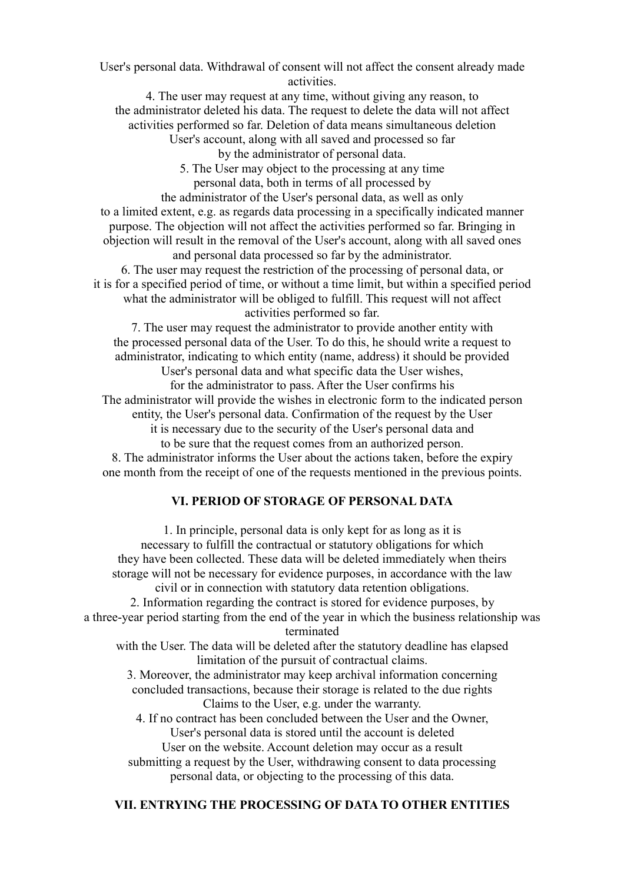User's personal data. Withdrawal of consent will not affect the consent already made activities.

4. The user may request at any time, without giving any reason, to the administrator deleted his data. The request to delete the data will not affect activities performed so far. Deletion of data means simultaneous deletion User's account, along with all saved and processed so far by the administrator of personal data.

5. The User may object to the processing at any time personal data, both in terms of all processed by the administrator of the User's personal data, as well as only to a limited extent, e.g. as regards data processing in a specifically indicated manner purpose. The objection will not affect the activities performed so far. Bringing in objection will result in the removal of the User's account, along with all saved ones and personal data processed so far by the administrator.

6. The user may request the restriction of the processing of personal data, or it is for a specified period of time, or without a time limit, but within a specified period what the administrator will be obliged to fulfill. This request will not affect activities performed so far.

7. The user may request the administrator to provide another entity with the processed personal data of the User. To do this, he should write a request to administrator, indicating to which entity (name, address) it should be provided User's personal data and what specific data the User wishes, for the administrator to pass. After the User confirms his The administrator will provide the wishes in electronic form to the indicated person entity, the User's personal data. Confirmation of the request by the User it is necessary due to the security of the User's personal data and to be sure that the request comes from an authorized person.

8. The administrator informs the User about the actions taken, before the expiry one month from the receipt of one of the requests mentioned in the previous points.

## VI. PERIOD OF STORAGE OF PERSONAL DATA

1. In principle, personal data is only kept for as long as it is necessary to fulfill the contractual or statutory obligations for which they have been collected. These data will be deleted immediately when theirs storage will not be necessary for evidence purposes, in accordance with the law civil or in connection with statutory data retention obligations.

2. Information regarding the contract is stored for evidence purposes, by a three-year period starting from the end of the year in which the business relationship was terminated with the User. The data will be deleted after the statutory deadline has elapsed limitation of the pursuit of contractual claims.

3. Moreover, the administrator may keep archival information concerning concluded transactions, because their storage is related to the due rights Claims to the User, e.g. under the warranty.

4. If no contract has been concluded between the User and the Owner, User's personal data is stored until the account is deleted User on the website. Account deletion may occur as a result submitting a request by the User, withdrawing consent to data processing personal data, or objecting to the processing of this data.

## VII. ENTRYING THE PROCESSING OF DATA TO OTHER ENTITIES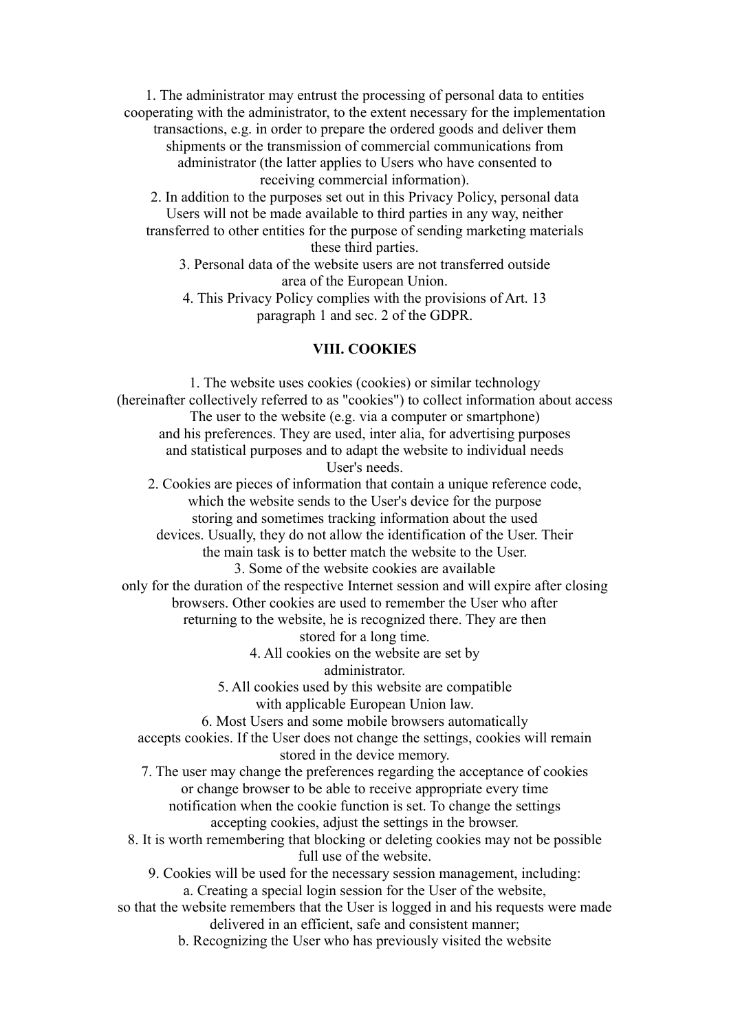1. The administrator may entrust the processing of personal data to entities cooperating with the administrator, to the extent necessary for the implementation transactions, e.g. in order to prepare the ordered goods and deliver them shipments or the transmission of commercial communications from administrator (the latter applies to Users who have consented to receiving commercial information).
2. In addition to the purposes set out in this Privacy Policy, personal data Users will not be made available to third parties in any way, neither transferred to other entities for the purpose of sending marketing materials these third parties.
3. Personal data of the website users are not transferred outside area of the European Union.
4. This Privacy Policy complies with the provisions of Art. 13 paragraph 1 and sec. 2 of the GDPR.

## VIII. COOKIES

1. The website uses cookies (cookies) or similar technology (hereinafter collectively referred to as "cookies") to collect information about access The user to the website (e.g. via a computer or smartphone) and his preferences. They are used, inter alia, for advertising purposes and statistical purposes and to adapt the website to individual needs User's needs.
2. Cookies are pieces of information that contain a unique reference code, which the website sends to the User's device for the purpose storing and sometimes tracking information about the used devices. Usually, they do not allow the identification of the User. Their the main task is to better match the website to the User.
3. Some of the website cookies are available only for the duration of the respective Internet session and will expire after closing browsers. Other cookies are used to remember the User who after returning to the website, he is recognized there. They are then stored for a long time.
4. All cookies on the website are set by administrator.
5. All cookies used by this website are compatible with applicable European Union law.
6. Most Users and some mobile browsers automatically accepts cookies. If the User does not change the settings, cookies will remain stored in the device memory.
7. The user may change the preferences regarding the acceptance of cookies or change browser to be able to receive appropriate every time notification when the cookie function is set. To change the settings accepting cookies, adjust the settings in the browser.
8. It is worth remembering that blocking or deleting cookies may not be possible full use of the website.
9. Cookies will be used for the necessary session management, including:
   a. Creating a special login session for the User of the website, so that the website remembers that the User is logged in and his requests were made delivered in an efficient, safe and consistent manner;
   b. Recognizing the User who has previously visited the website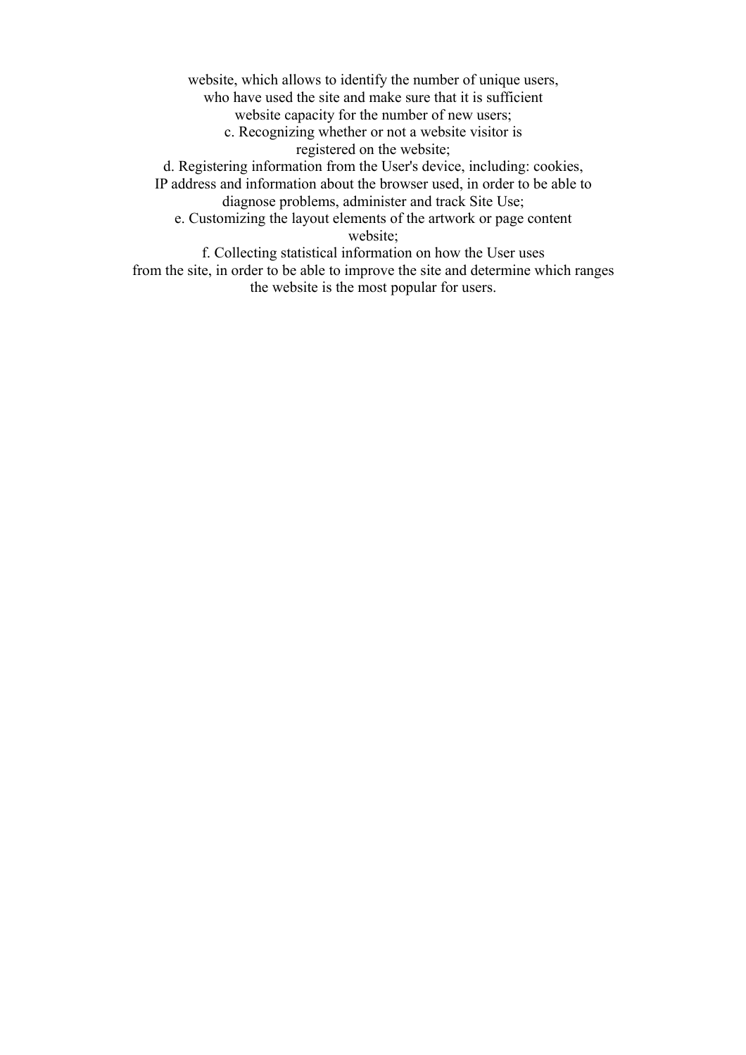website, which allows to identify the number of unique users, who have used the site and make sure that it is sufficient website capacity for the number of new users;

c. Recognizing whether or not a website visitor is registered on the website;

d. Registering information from the User's device, including: cookies, IP address and information about the browser used, in order to be able to diagnose problems, administer and track Site Use;

e. Customizing the layout elements of the artwork or page content website;

f. Collecting statistical information on how the User uses from the site, in order to be able to improve the site and determine which ranges the website is the most popular for users.